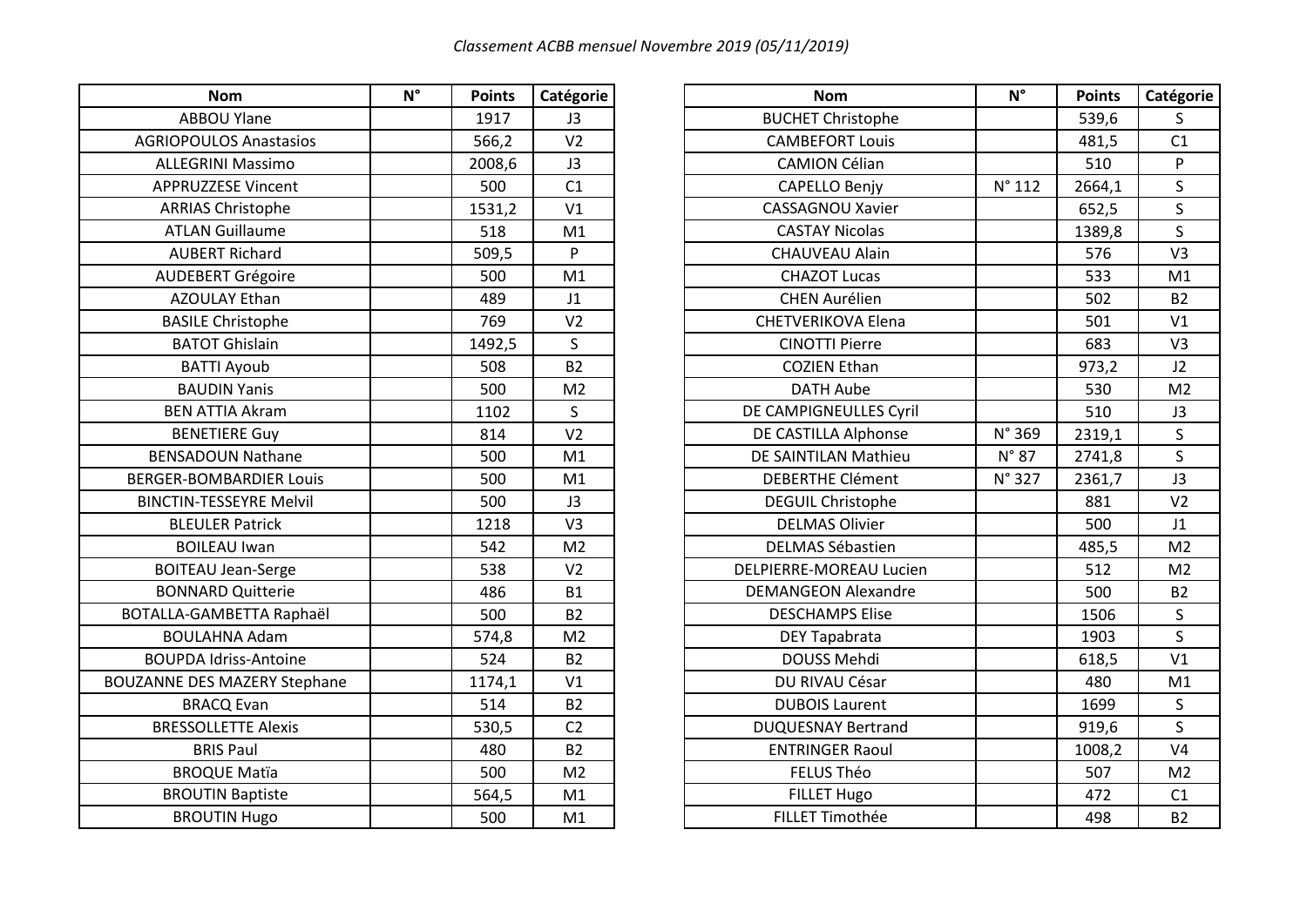*Classement ACBB mensuel Novembre 2019 (05/11/2019)*

| Nom | N° | Points | Catégorie |
|---|---|---|---|
| ABBOU Ylane | | 1917 | J3 |
| AGRIOPOULOS Anastasios | | 566,2 | V2 |
| ALLEGRINI Massimo | | 2008,6 | J3 |
| APPRUZZESE Vincent | | 500 | C1 |
| ARRIAS Christophe | | 1531,2 | V1 |
| ATLAN Guillaume | | 518 | M1 |
| AUBERT Richard | | 509,5 | P |
| AUDEBERT Grégoire | | 500 | M1 |
| AZOULAY Ethan | | 489 | J1 |
| BASILE Christophe | | 769 | V2 |
| BATOT Ghislain | | 1492,5 | S |
| BATTI Ayoub | | 508 | B2 |
| BAUDIN Yanis | | 500 | M2 |
| BEN ATTIA Akram | | 1102 | S |
| BENETIERE Guy | | 814 | V2 |
| BENSADOUN Nathane | | 500 | M1 |
| BERGER-BOMBARDIER Louis | | 500 | M1 |
| BINCTIN-TESSEYRE Melvil | | 500 | J3 |
| BLEULER Patrick | | 1218 | V3 |
| BOILEAU Iwan | | 542 | M2 |
| BOITEAU Jean-Serge | | 538 | V2 |
| BONNARD Quitterie | | 486 | B1 |
| BOTALLA-GAMBETTA Raphaël | | 500 | B2 |
| BOULAHNA Adam | | 574,8 | M2 |
| BOUPDA Idriss-Antoine | | 524 | B2 |
| BOUZANNE DES MAZERY Stephane | | 1174,1 | V1 |
| BRACQ Evan | | 514 | B2 |
| BRESSOLLETTE Alexis | | 530,5 | C2 |
| BRIS Paul | | 480 | B2 |
| BROQUE Matïa | | 500 | M2 |
| BROUTIN Baptiste | | 564,5 | M1 |
| BROUTIN Hugo | | 500 | M1 |
| BUCHET Christophe | | 539,6 | S |
| CAMBEFORT Louis | | 481,5 | C1 |
| CAMION Célian | | 510 | P |
| CAPELLO Benjy | N° 112 | 2664,1 | S |
| CASSAGNOU Xavier | | 652,5 | S |
| CASTAY Nicolas | | 1389,8 | S |
| CHAUVEAU Alain | | 576 | V3 |
| CHAZOT Lucas | | 533 | M1 |
| CHEN Aurélien | | 502 | B2 |
| CHETVERIKOVA Elena | | 501 | V1 |
| CINOTTI Pierre | | 683 | V3 |
| COZIEN Ethan | | 973,2 | J2 |
| DATH Aube | | 530 | M2 |
| DE CAMPIGNEULLES Cyril | | 510 | J3 |
| DE CASTILLA Alphonse | N° 369 | 2319,1 | S |
| DE SAINTILAN Mathieu | N° 87 | 2741,8 | S |
| DEBERTHE Clément | N° 327 | 2361,7 | J3 |
| DEGUIL Christophe | | 881 | V2 |
| DELMAS Olivier | | 500 | J1 |
| DELMAS Sébastien | | 485,5 | M2 |
| DELPIERRE-MOREAU Lucien | | 512 | M2 |
| DEMANGEON Alexandre | | 500 | B2 |
| DESCHAMPS Elise | | 1506 | S |
| DEY Tapabrata | | 1903 | S |
| DOUSS Mehdi | | 618,5 | V1 |
| DU RIVAU César | | 480 | M1 |
| DUBOIS Laurent | | 1699 | S |
| DUQUESNAY Bertrand | | 919,6 | S |
| ENTRINGER Raoul | | 1008,2 | V4 |
| FELUS Théo | | 507 | M2 |
| FILLET Hugo | | 472 | C1 |
| FILLET Timothée | | 498 | B2 |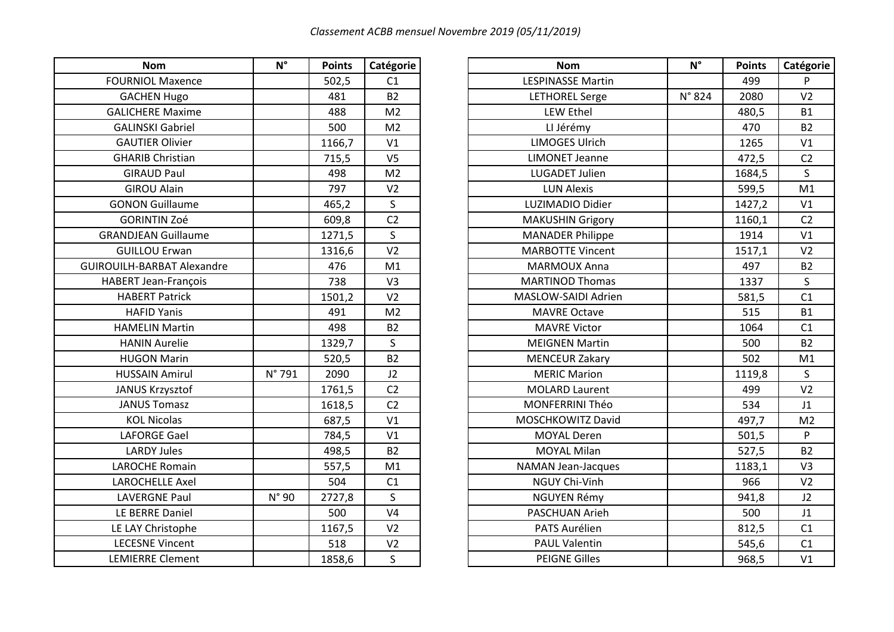*Classement ACBB mensuel Novembre 2019 (05/11/2019)*

| Nom | N° | Points | Catégorie |
|---|---|---|---|
| FOURNIOL Maxence | | 502,5 | C1 |
| GACHEN Hugo | | 481 | B2 |
| GALICHERE Maxime | | 488 | M2 |
| GALINSKI Gabriel | | 500 | M2 |
| GAUTIER Olivier | | 1166,7 | V1 |
| GHARIB Christian | | 715,5 | V5 |
| GIRAUD Paul | | 498 | M2 |
| GIROU Alain | | 797 | V2 |
| GONON Guillaume | | 465,2 | S |
| GORINTIN Zoé | | 609,8 | C2 |
| GRANDJEAN Guillaume | | 1271,5 | S |
| GUILLOU Erwan | | 1316,6 | V2 |
| GUIROUILH-BARBAT Alexandre | | 476 | M1 |
| HABERT Jean-François | | 738 | V3 |
| HABERT Patrick | | 1501,2 | V2 |
| HAFID Yanis | | 491 | M2 |
| HAMELIN Martin | | 498 | B2 |
| HANIN Aurelie | | 1329,7 | S |
| HUGON Marin | | 520,5 | B2 |
| HUSSAIN Amirul | N° 791 | 2090 | J2 |
| JANUS Krzysztof | | 1761,5 | C2 |
| JANUS Tomasz | | 1618,5 | C2 |
| KOL Nicolas | | 687,5 | V1 |
| LAFORGE Gael | | 784,5 | V1 |
| LARDY Jules | | 498,5 | B2 |
| LAROCHE Romain | | 557,5 | M1 |
| LAROCHELLE Axel | | 504 | C1 |
| LAVERGNE Paul | N° 90 | 2727,8 | S |
| LE BERRE Daniel | | 500 | V4 |
| LE LAY Christophe | | 1167,5 | V2 |
| LECESNE Vincent | | 518 | V2 |
| LEMIERRE Clement | | 1858,6 | S |

| Nom | N° | Points | Catégorie |
|---|---|---|---|
| LESPINASSE Martin | | 499 | P |
| LETHOREL Serge | N° 824 | 2080 | V2 |
| LEW Ethel | | 480,5 | B1 |
| LI Jérémy | | 470 | B2 |
| LIMOGES Ulrich | | 1265 | V1 |
| LIMONET Jeanne | | 472,5 | C2 |
| LUGADET Julien | | 1684,5 | S |
| LUN Alexis | | 599,5 | M1 |
| LUZIMADIO Didier | | 1427,2 | V1 |
| MAKUSHIN Grigory | | 1160,1 | C2 |
| MANADER Philippe | | 1914 | V1 |
| MARBOTTE Vincent | | 1517,1 | V2 |
| MARMOUX Anna | | 497 | B2 |
| MARTINOD Thomas | | 1337 | S |
| MASLOW-SAIDI Adrien | | 581,5 | C1 |
| MAVRE Octave | | 515 | B1 |
| MAVRE Victor | | 1064 | C1 |
| MEIGNEN Martin | | 500 | B2 |
| MENCEUR Zakary | | 502 | M1 |
| MERIC Marion | | 1119,8 | S |
| MOLARD Laurent | | 499 | V2 |
| MONFERRINI Théo | | 534 | J1 |
| MOSCHKOWITZ David | | 497,7 | M2 |
| MOYAL Deren | | 501,5 | P |
| MOYAL Milan | | 527,5 | B2 |
| NAMAN Jean-Jacques | | 1183,1 | V3 |
| NGUY Chi-Vinh | | 966 | V2 |
| NGUYEN Rémy | | 941,8 | J2 |
| PASCHUAN Arieh | | 500 | J1 |
| PATS Aurélien | | 812,5 | C1 |
| PAUL Valentin | | 545,6 | C1 |
| PEIGNE Gilles | | 968,5 | V1 |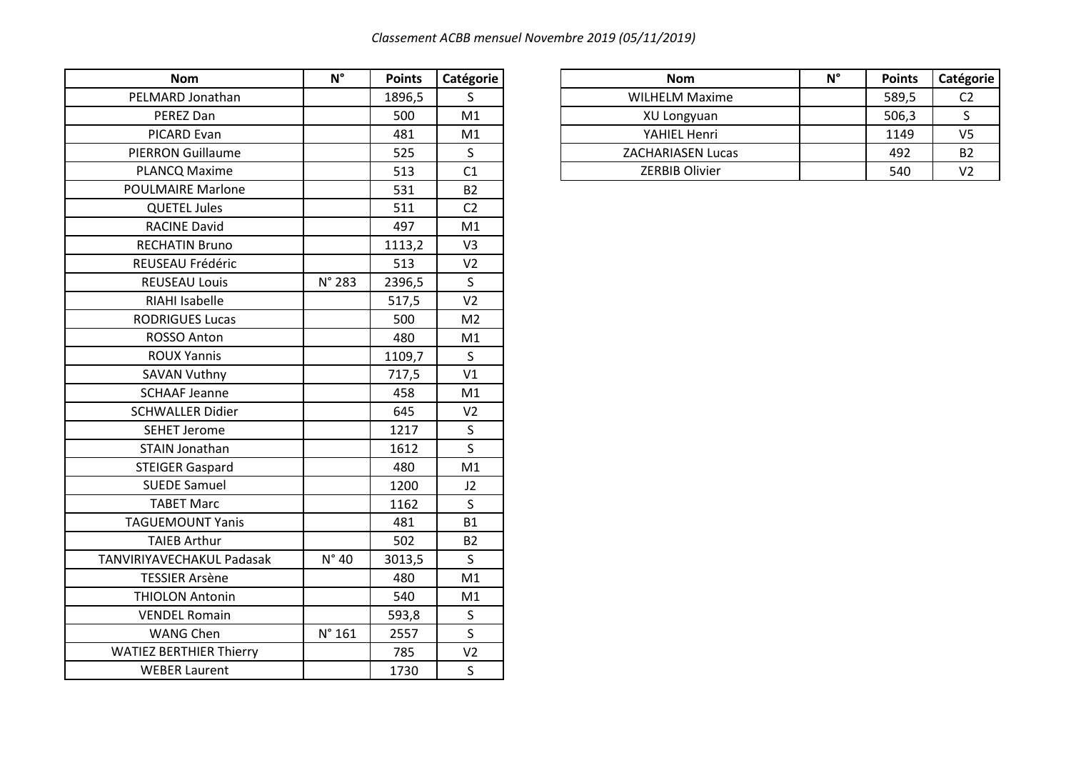*Classement ACBB mensuel Novembre 2019 (05/11/2019)*

| Nom | N° | Points | Catégorie |
|---|---|---|---|
| PELMARD Jonathan | | 1896,5 | S |
| PEREZ Dan | | 500 | M1 |
| PICARD Evan | | 481 | M1 |
| PIERRON Guillaume | | 525 | S |
| PLANCQ Maxime | | 513 | C1 |
| POULMAIRE Marlone | | 531 | B2 |
| QUETEL Jules | | 511 | C2 |
| RACINE David | | 497 | M1 |
| RECHATIN Bruno | | 1113,2 | V3 |
| REUSEAU Frédéric | | 513 | V2 |
| REUSEAU Louis | N° 283 | 2396,5 | S |
| RIAHI Isabelle | | 517,5 | V2 |
| RODRIGUES Lucas | | 500 | M2 |
| ROSSO Anton | | 480 | M1 |
| ROUX Yannis | | 1109,7 | S |
| SAVAN Vuthny | | 717,5 | V1 |
| SCHAAF Jeanne | | 458 | M1 |
| SCHWALLER Didier | | 645 | V2 |
| SEHET Jerome | | 1217 | S |
| STAIN Jonathan | | 1612 | S |
| STEIGER Gaspard | | 480 | M1 |
| SUEDE Samuel | | 1200 | J2 |
| TABET Marc | | 1162 | S |
| TAGUEMOUNT Yanis | | 481 | B1 |
| TAIEB Arthur | | 502 | B2 |
| TANVIRIYAVECHAKUL Padasak | N° 40 | 3013,5 | S |
| TESSIER Arsène | | 480 | M1 |
| THIOLON Antonin | | 540 | M1 |
| VENDEL Romain | | 593,8 | S |
| WANG Chen | N° 161 | 2557 | S |
| WATIEZ BERTHIER Thierry | | 785 | V2 |
| WEBER Laurent | | 1730 | S |
| WILHELM Maxime | | 589,5 | C2 |
| XU Longyuan | | 506,3 | S |
| YAHIEL Henri | | 1149 | V5 |
| ZACHARIASEN Lucas | | 492 | B2 |
| ZERBIB Olivier | | 540 | V2 |